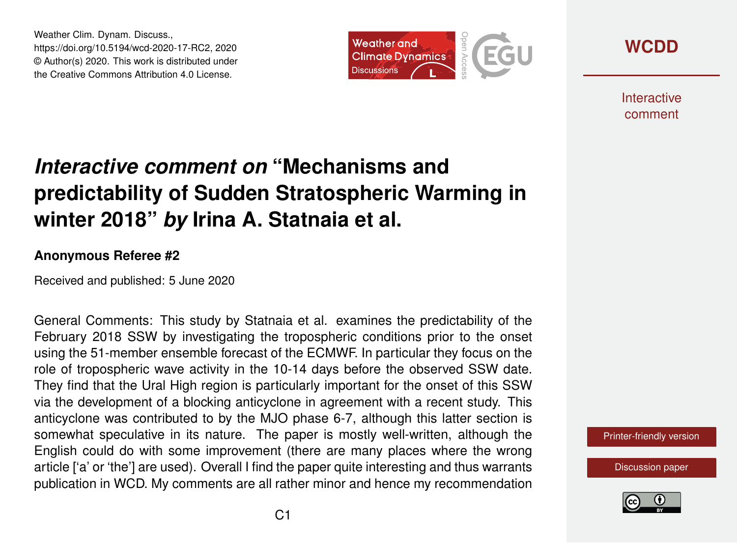# *Interactive comment on* "Mechanisms and predictability of Sudden Stratospheric Warming in winter 2018" *by* Irina A. Statnaia et al.

**Anonymous Referee #2**

Received and published: 5 June 2020

General Comments: This study by Statnaia et al. examines the predictability of the February 2018 SSW by investigating the tropospheric conditions prior to the onset using the 51-member ensemble forecast of the ECMWF. In particular they focus on the role of tropospheric wave activity in the 10-14 days before the observed SSW date. They find that the Ural High region is particularly important for the onset of this SSW via the development of a blocking anticyclone in agreement with a recent study. This anticyclone was contributed to by the MJO phase 6-7, although this latter section is somewhat speculative in its nature. The paper is mostly well-written, although the English could do with some improvement (there are many places where the wrong article ['a' or 'the'] are used). Overall I find the paper quite interesting and thus warrants publication in WCD. My comments are all rather minor and hence my recommendation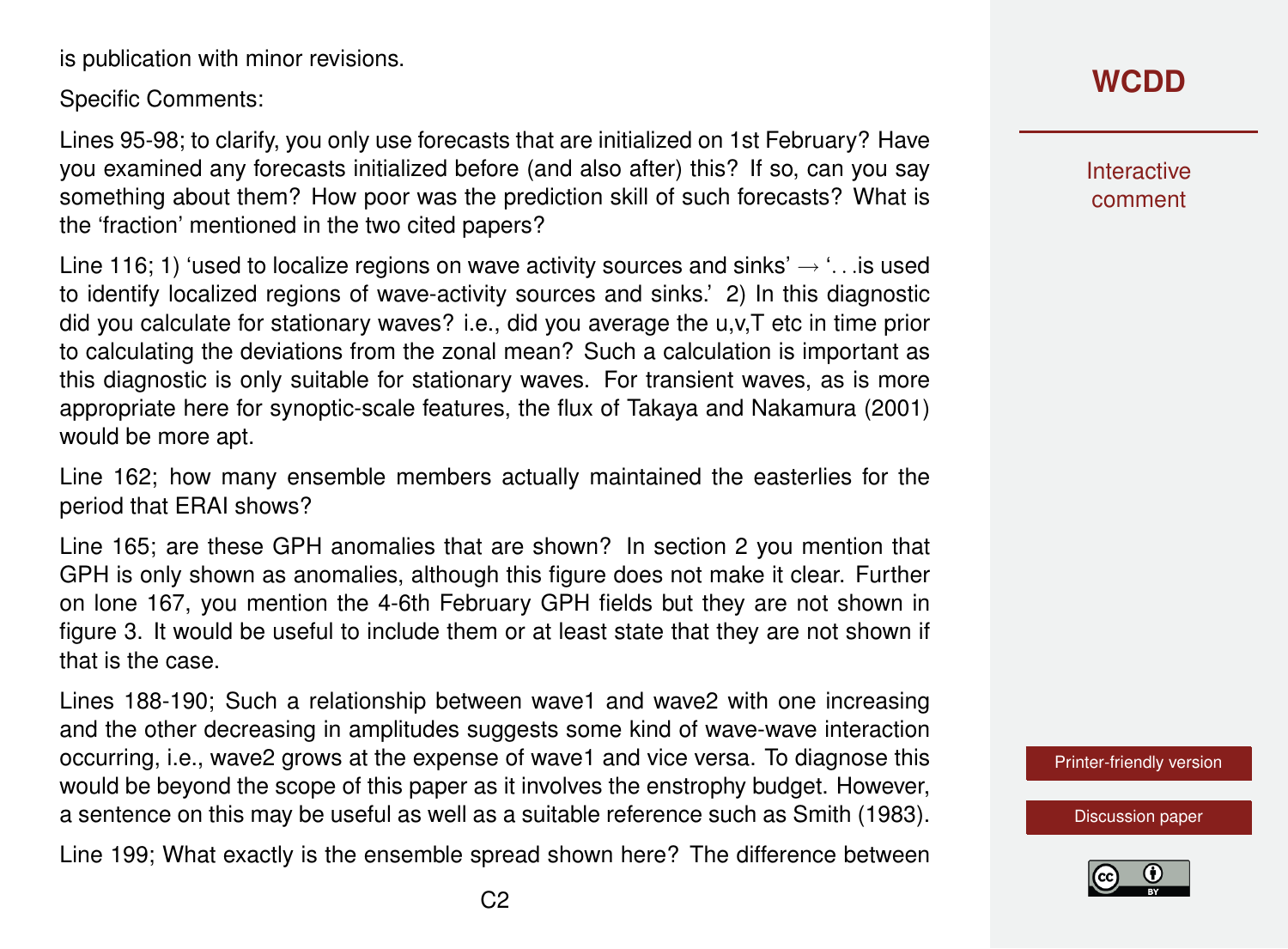is publication with minor revisions.

Specific Comments:

Lines 95-98; to clarify, you only use forecasts that are initialized on 1st February? Have you examined any forecasts initialized before (and also after) this? If so, can you say something about them? How poor was the prediction skill of such forecasts? What is the 'fraction' mentioned in the two cited papers?

Line 116; 1) 'used to localize regions on wave activity sources and sinks' → '. . .is used to identify localized regions of wave-activity sources and sinks.' 2) In this diagnostic did you calculate for stationary waves? i.e., did you average the u,v,T etc in time prior to calculating the deviations from the zonal mean? Such a calculation is important as this diagnostic is only suitable for stationary waves. For transient waves, as is more appropriate here for synoptic-scale features, the flux of Takaya and Nakamura (2001) would be more apt.

Line 162; how many ensemble members actually maintained the easterlies for the period that ERAI shows?

Line 165; are these GPH anomalies that are shown? In section 2 you mention that GPH is only shown as anomalies, although this figure does not make it clear. Further on lone 167, you mention the 4-6th February GPH fields but they are not shown in figure 3. It would be useful to include them or at least state that they are not shown if that is the case.

Lines 188-190; Such a relationship between wave1 and wave2 with one increasing and the other decreasing in amplitudes suggests some kind of wave-wave interaction occurring, i.e., wave2 grows at the expense of wave1 and vice versa. To diagnose this would be beyond the scope of this paper as it involves the enstrophy budget. However, a sentence on this may be useful as well as a suitable reference such as Smith (1983).

Line 199; What exactly is the ensemble spread shown here? The difference between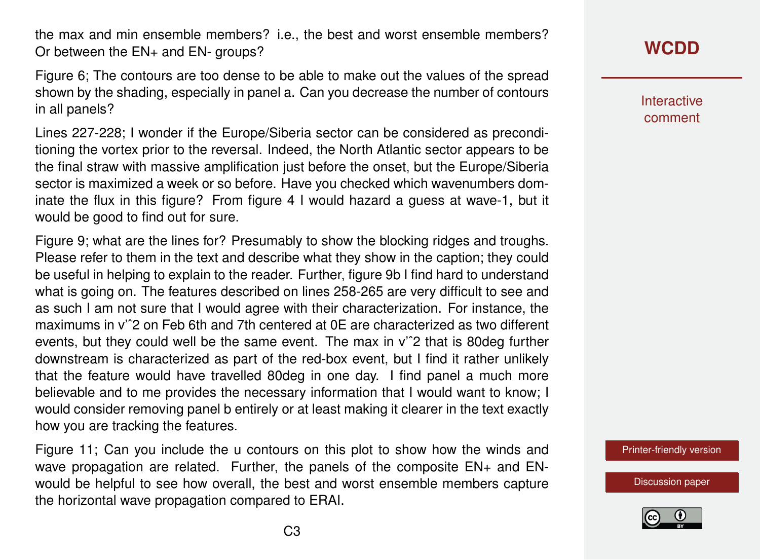the max and min ensemble members? i.e., the best and worst ensemble members? Or between the EN+ and EN- groups?

Figure 6; The contours are too dense to be able to make out the values of the spread shown by the shading, especially in panel a. Can you decrease the number of contours in all panels?

Lines 227-228; I wonder if the Europe/Siberia sector can be considered as preconditioning the vortex prior to the reversal. Indeed, the North Atlantic sector appears to be the final straw with massive amplification just before the onset, but the Europe/Siberia sector is maximized a week or so before. Have you checked which wavenumbers dominate the flux in this figure? From figure 4 I would hazard a guess at wave-1, but it would be good to find out for sure.

Figure 9; what are the lines for? Presumably to show the blocking ridges and troughs. Please refer to them in the text and describe what they show in the caption; they could be useful in helping to explain to the reader. Further, figure 9b I find hard to understand what is going on. The features described on lines 258-265 are very difficult to see and as such I am not sure that I would agree with their characterization. For instance, the maximums in v'ˆ2 on Feb 6th and 7th centered at 0E are characterized as two different events, but they could well be the same event. The max in v'ˆ2 that is 80deg further downstream is characterized as part of the red-box event, but I find it rather unlikely that the feature would have travelled 80deg in one day. I find panel a much more believable and to me provides the necessary information that I would want to know; I would consider removing panel b entirely or at least making it clearer in the text exactly how you are tracking the features.

Figure 11; Can you include the u contours on this plot to show how the winds and wave propagation are related. Further, the panels of the composite EN+ and EN- would be helpful to see how overall, the best and worst ensemble members capture the horizontal wave propagation compared to ERAI.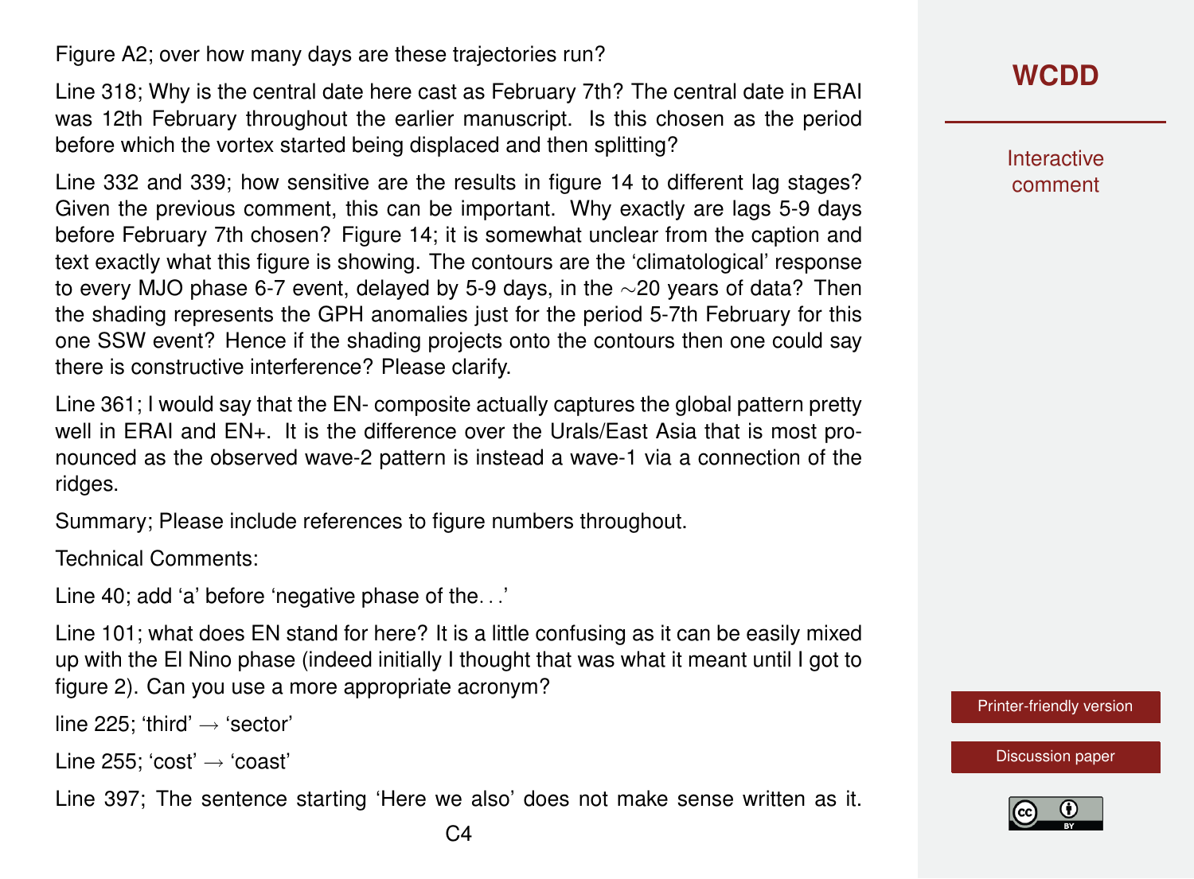Figure A2; over how many days are these trajectories run?

Line 318; Why is the central date here cast as February 7th? The central date in ERAI was 12th February throughout the earlier manuscript. Is this chosen as the period before which the vortex started being displaced and then splitting?

Line 332 and 339; how sensitive are the results in figure 14 to different lag stages? Given the previous comment, this can be important. Why exactly are lags 5-9 days before February 7th chosen? Figure 14; it is somewhat unclear from the caption and text exactly what this figure is showing. The contours are the 'climatological' response to every MJO phase 6-7 event, delayed by 5-9 days, in the $\sim$20 years of data? Then the shading represents the GPH anomalies just for the period 5-7th February for this one SSW event? Hence if the shading projects onto the contours then one could say there is constructive interference? Please clarify.

Line 361; I would say that the EN- composite actually captures the global pattern pretty well in ERAI and EN+. It is the difference over the Urals/East Asia that is most pronounced as the observed wave-2 pattern is instead a wave-1 via a connection of the ridges.

Summary; Please include references to figure numbers throughout.

Technical Comments:

Line 40; add 'a' before 'negative phase of the...'

Line 101; what does EN stand for here? It is a little confusing as it can be easily mixed up with the El Nino phase (indeed initially I thought that was what it meant until I got to figure 2). Can you use a more appropriate acronym?

line 225; 'third' → 'sector'

Line 255; 'cost' → 'coast'

Line 397; The sentence starting 'Here we also' does not make sense written as it.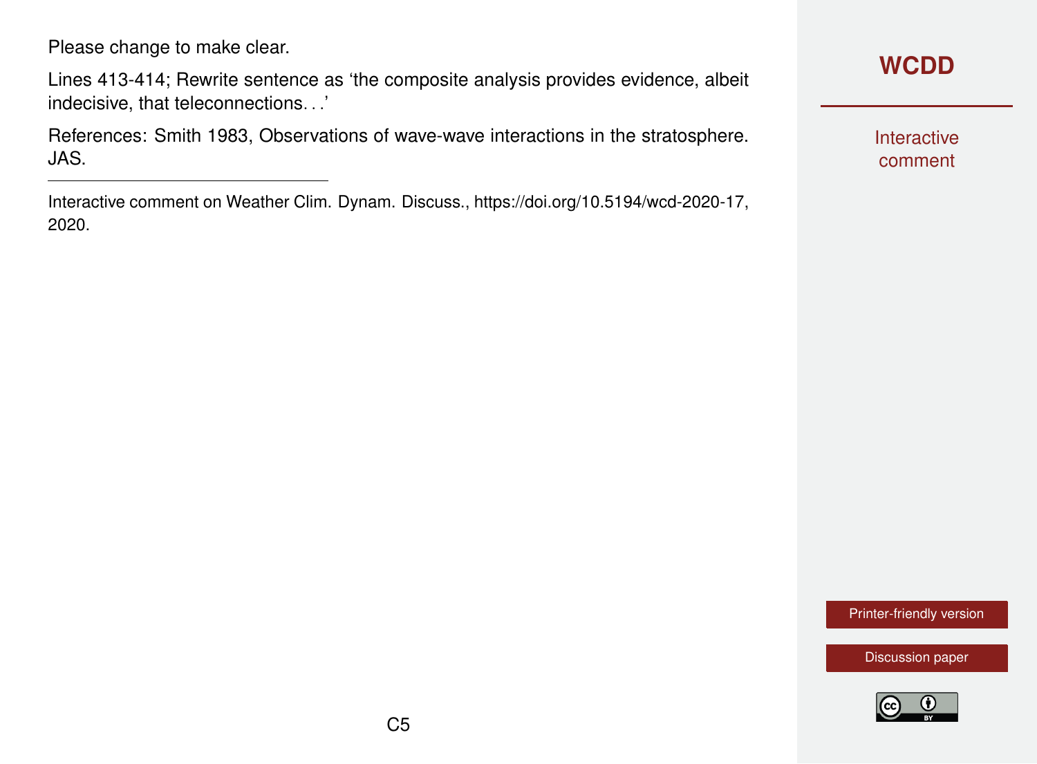Please change to make clear.

Lines 413-414; Rewrite sentence as 'the composite analysis provides evidence, albeit indecisive, that teleconnections. . .'

References: Smith 1983, Observations of wave-wave interactions in the stratosphere. JAS.

---

Interactive comment on Weather Clim. Dynam. Discuss., https://doi.org/10.5194/wcd-2020-17, 2020.